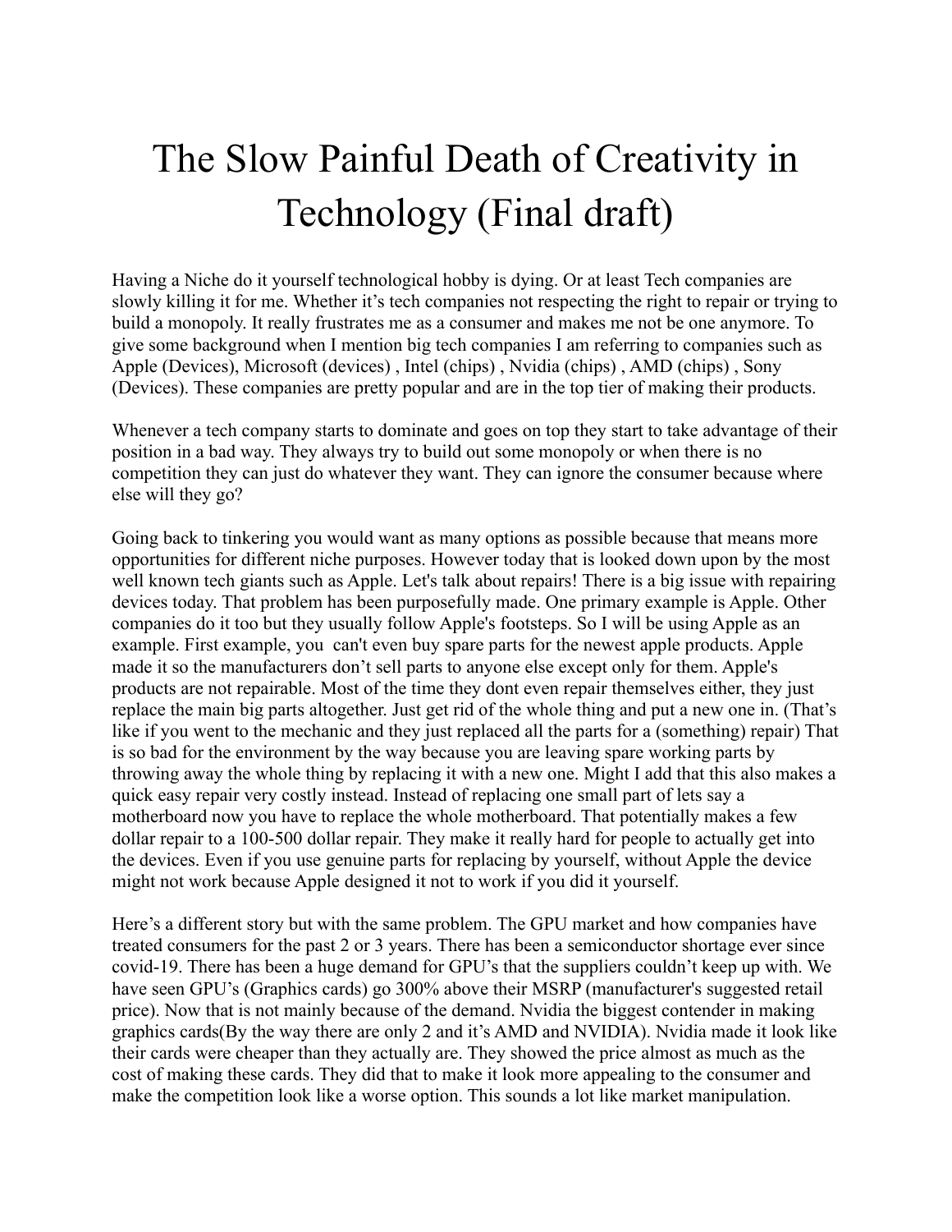# The Slow Painful Death of Creativity in Technology (Final draft)

Having a Niche do it yourself technological hobby is dying. Or at least Tech companies are slowly killing it for me. Whether it's tech companies not respecting the right to repair or trying to build a monopoly. It really frustrates me as a consumer and makes me not be one anymore. To give some background when I mention big tech companies I am referring to companies such as Apple (Devices), Microsoft (devices) , Intel (chips) , Nvidia (chips) , AMD (chips) , Sony (Devices). These companies are pretty popular and are in the top tier of making their products.

Whenever a tech company starts to dominate and goes on top they start to take advantage of their position in a bad way. They always try to build out some monopoly or when there is no competition they can just do whatever they want. They can ignore the consumer because where else will they go?

Going back to tinkering you would want as many options as possible because that means more opportunities for different niche purposes. However today that is looked down upon by the most well known tech giants such as Apple. Let's talk about repairs! There is a big issue with repairing devices today. That problem has been purposefully made. One primary example is Apple. Other companies do it too but they usually follow Apple's footsteps. So I will be using Apple as an example. First example, you  can't even buy spare parts for the newest apple products. Apple made it so the manufacturers don't sell parts to anyone else except only for them. Apple's products are not repairable. Most of the time they dont even repair themselves either, they just replace the main big parts altogether. Just get rid of the whole thing and put a new one in. (That's like if you went to the mechanic and they just replaced all the parts for a (something) repair) That is so bad for the environment by the way because you are leaving spare working parts by throwing away the whole thing by replacing it with a new one. Might I add that this also makes a quick easy repair very costly instead. Instead of replacing one small part of lets say a motherboard now you have to replace the whole motherboard. That potentially makes a few dollar repair to a 100-500 dollar repair. They make it really hard for people to actually get into the devices. Even if you use genuine parts for replacing by yourself, without Apple the device might not work because Apple designed it not to work if you did it yourself.

Here's a different story but with the same problem. The GPU market and how companies have treated consumers for the past 2 or 3 years. There has been a semiconductor shortage ever since covid-19. There has been a huge demand for GPU's that the suppliers couldn't keep up with. We have seen GPU's (Graphics cards) go 300% above their MSRP (manufacturer's suggested retail price). Now that is not mainly because of the demand. Nvidia the biggest contender in making graphics cards(By the way there are only 2 and it's AMD and NVIDIA). Nvidia made it look like their cards were cheaper than they actually are. They showed the price almost as much as the cost of making these cards. They did that to make it look more appealing to the consumer and make the competition look like a worse option. This sounds a lot like market manipulation.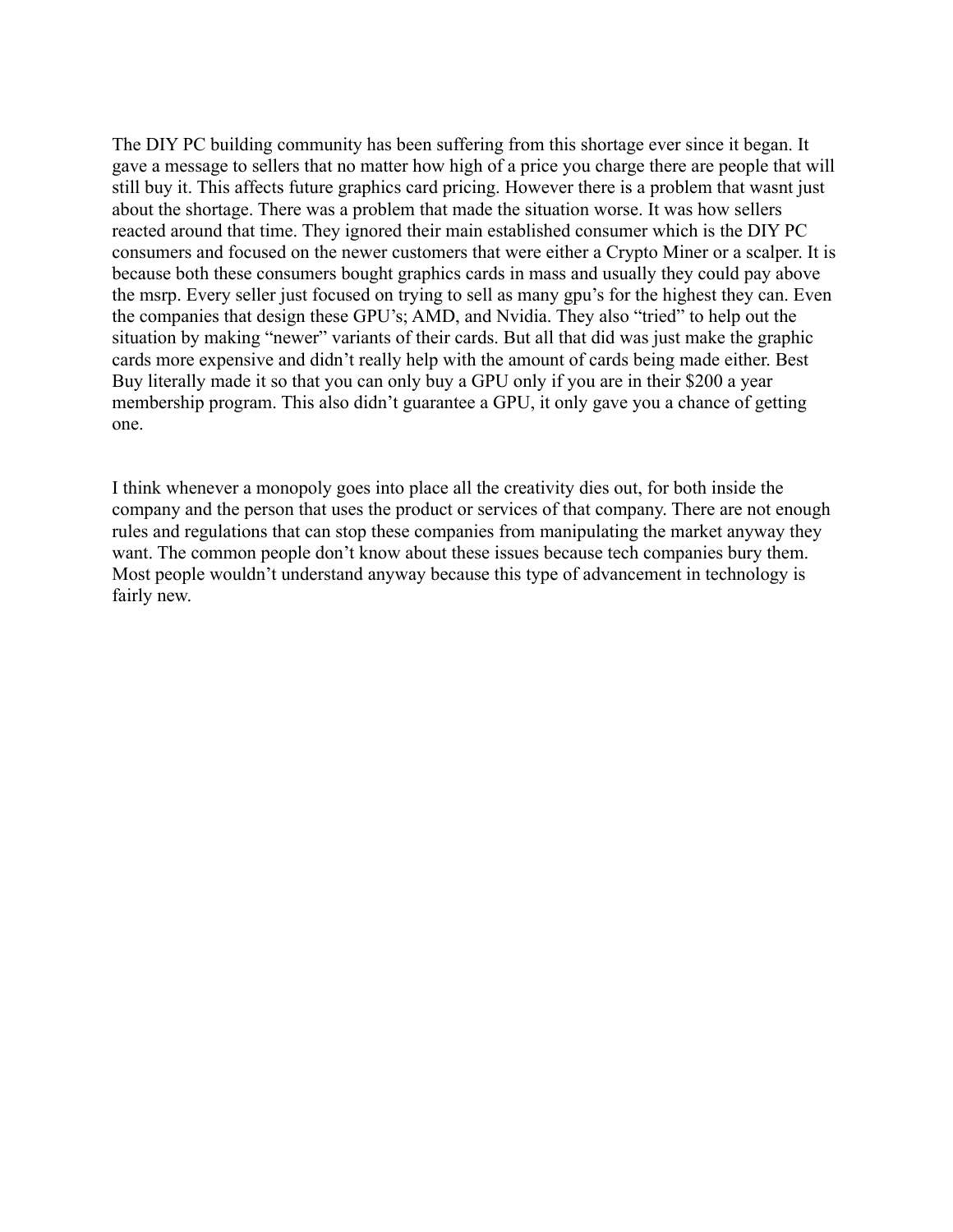The DIY PC building community has been suffering from this shortage ever since it began. It gave a message to sellers that no matter how high of a price you charge there are people that will still buy it. This affects future graphics card pricing. However there is a problem that wasnt just about the shortage. There was a problem that made the situation worse. It was how sellers reacted around that time. They ignored their main established consumer which is the DIY PC consumers and focused on the newer customers that were either a Crypto Miner or a scalper. It is because both these consumers bought graphics cards in mass and usually they could pay above the msrp. Every seller just focused on trying to sell as many gpu's for the highest they can. Even the companies that design these GPU's; AMD, and Nvidia. They also "tried" to help out the situation by making "newer" variants of their cards. But all that did was just make the graphic cards more expensive and didn't really help with the amount of cards being made either. Best Buy literally made it so that you can only buy a GPU only if you are in their $200 a year membership program. This also didn't guarantee a GPU, it only gave you a chance of getting one.

I think whenever a monopoly goes into place all the creativity dies out, for both inside the company and the person that uses the product or services of that company. There are not enough rules and regulations that can stop these companies from manipulating the market anyway they want. The common people don't know about these issues because tech companies bury them. Most people wouldn't understand anyway because this type of advancement in technology is fairly new.